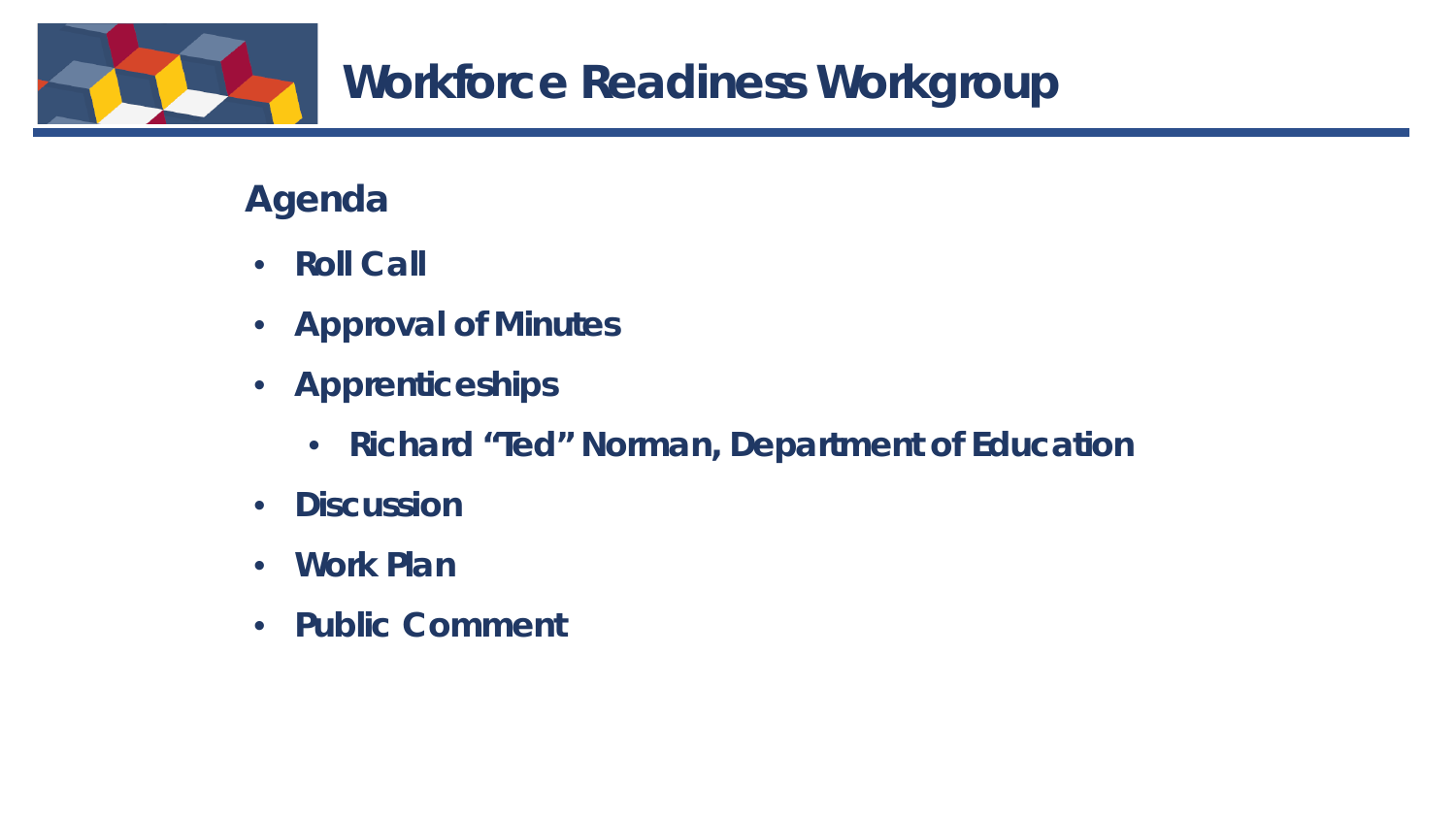# Workforce Readiness Workgroup

## Agenda

- Roll Call
- Approval of Minutes
- Apprenticeships
  - Richard “Ted” Norman, Department of Education
- Discussion
- Work Plan
- Public Comment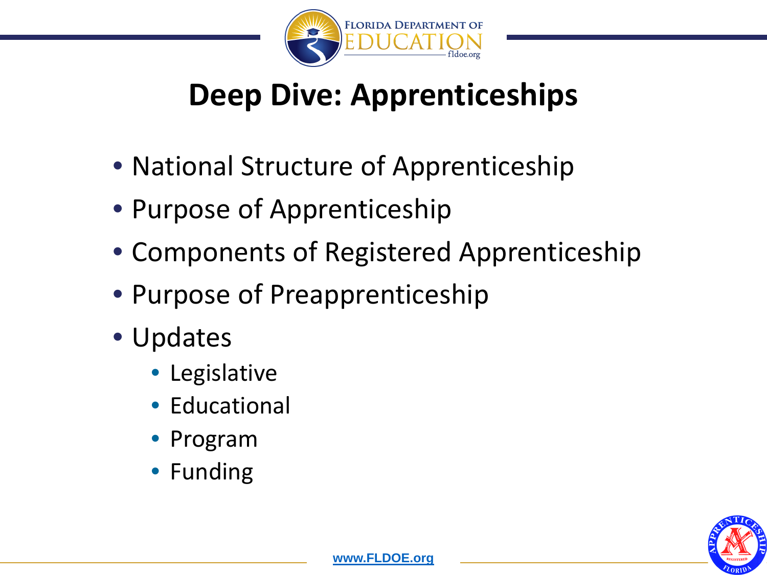# Deep Dive: Apprenticeships

- National Structure of Apprenticeship
- Purpose of Apprenticeship
- Components of Registered Apprenticeship
- Purpose of Preapprenticeship
- Updates
  - Legislative
  - Educational
  - Program
  - Funding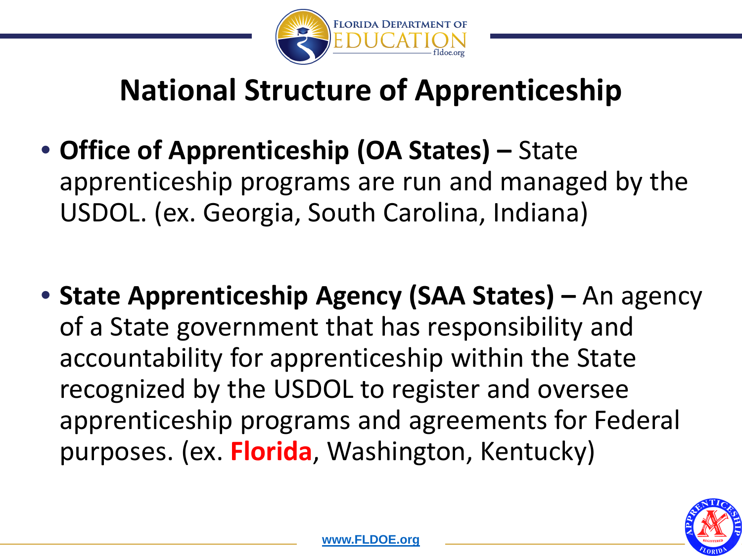# National Structure of Apprenticeship

- **Office of Apprenticeship (OA States) –** State apprenticeship programs are run and managed by the USDOL. (ex. Georgia, South Carolina, Indiana)

- **State Apprenticeship Agency (SAA States) –** An agency of a State government that has responsibility and accountability for apprenticeship within the State recognized by the USDOL to register and oversee apprenticeship programs and agreements for Federal purposes. (ex. **Florida**, Washington, Kentucky)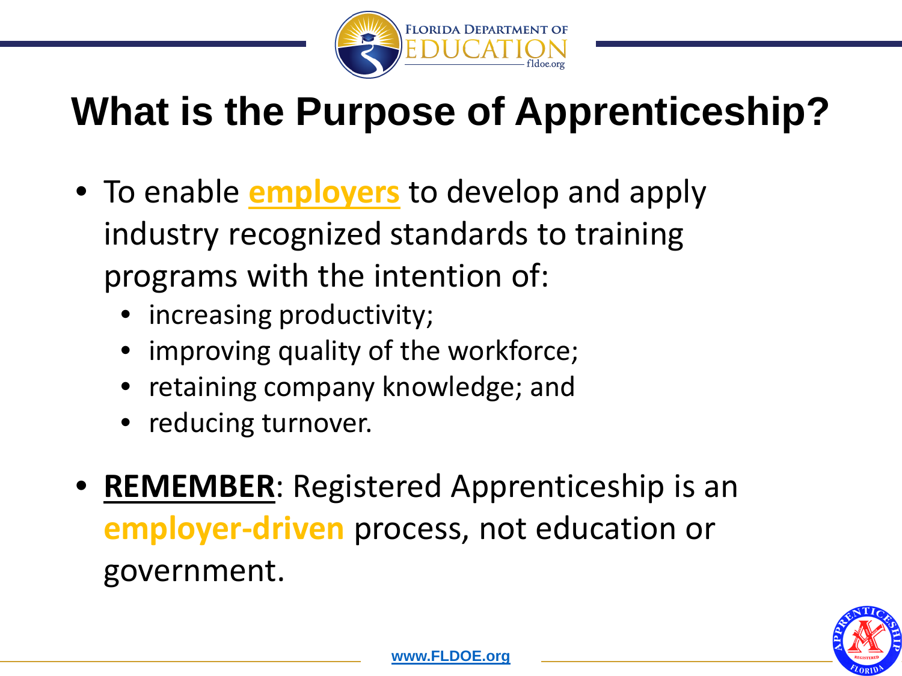# What is the Purpose of Apprenticeship?

- To enable **employers** to develop and apply industry recognized standards to training programs with the intention of:
  - increasing productivity;
  - improving quality of the workforce;
  - retaining company knowledge; and
  - reducing turnover.
- **REMEMBER**: Registered Apprenticeship is an **employer-driven** process, not education or government.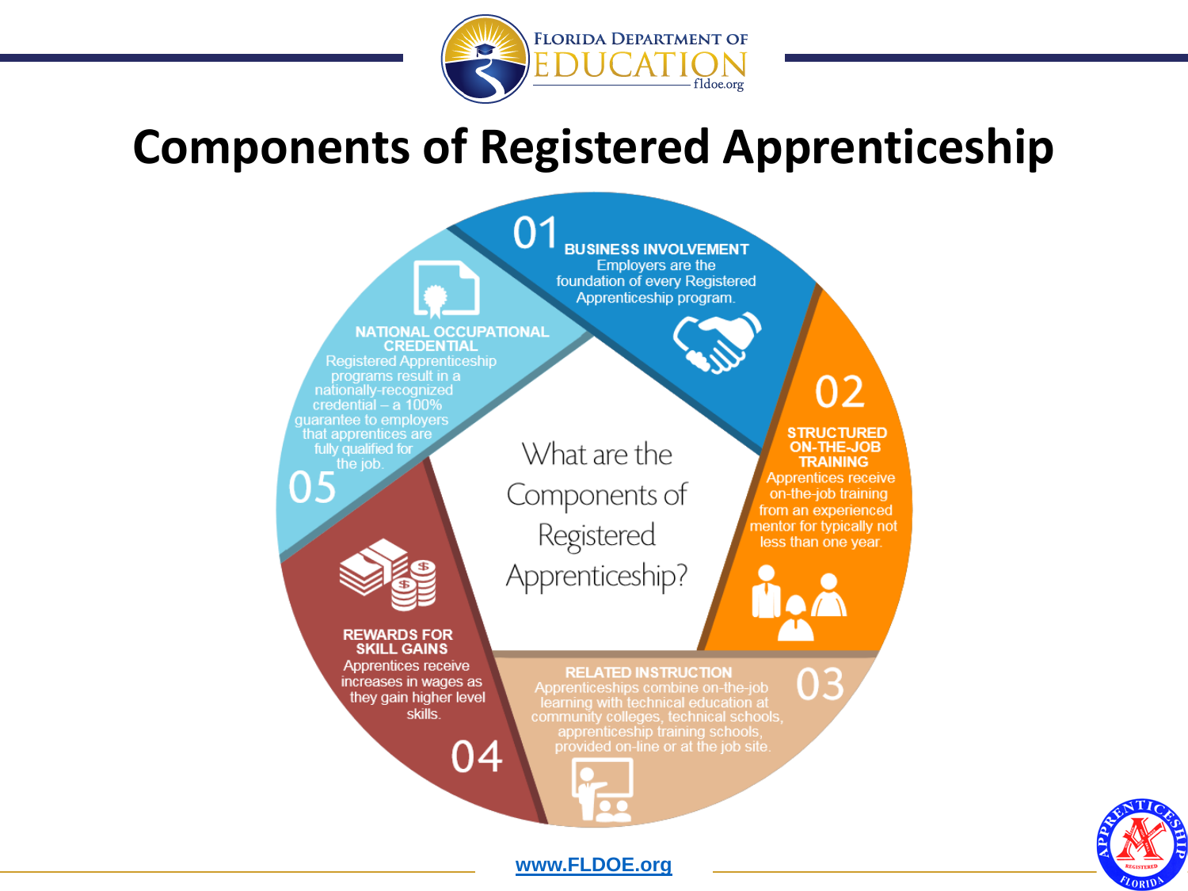# Components of Registered Apprenticeship

**What are the Components of Registered Apprenticeship?**

## 01 BUSINESS INVOLVEMENT

Employers are the foundation of every Registered Apprenticeship program.

## 02 STRUCTURED ON-THE-JOB TRAINING

Apprentices receive on-the-job training from an experienced mentor for typically not less than one year.

## 03 RELATED INSTRUCTION

Apprenticeships combine on-the-job learning with technical education at community colleges, technical schools, apprenticeship training schools, provided on-line or at the job site.

## 04 REWARDS FOR SKILL GAINS

Apprentices receive increases in wages as they gain higher level skills.

## 05 NATIONAL OCCUPATIONAL CREDENTIAL

Registered Apprenticeship programs result in a nationally-recognized credential – a 100% guarantee to employers that apprentices are fully qualified for the job.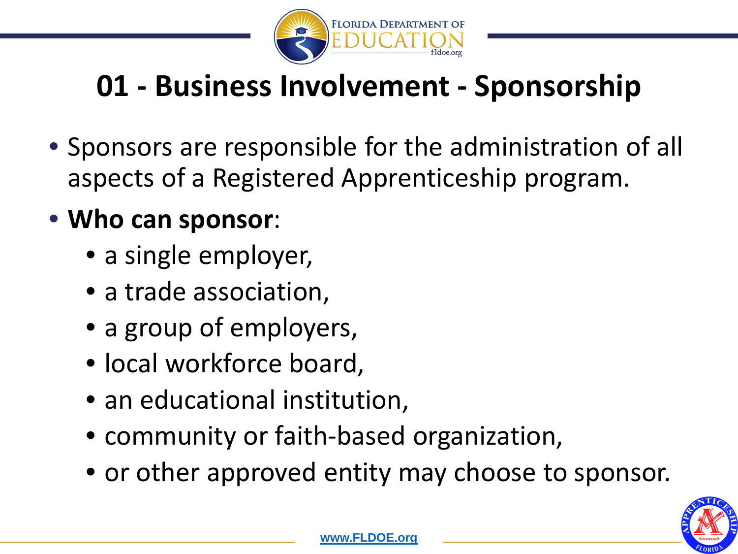# 01 - Business Involvement - Sponsorship

- Sponsors are responsible for the administration of all aspects of a Registered Apprenticeship program.
- **Who can sponsor**:
  - a single employer,
  - a trade association,
  - a group of employers,
  - local workforce board,
  - an educational institution,
  - community or faith-based organization,
  - or other approved entity may choose to sponsor.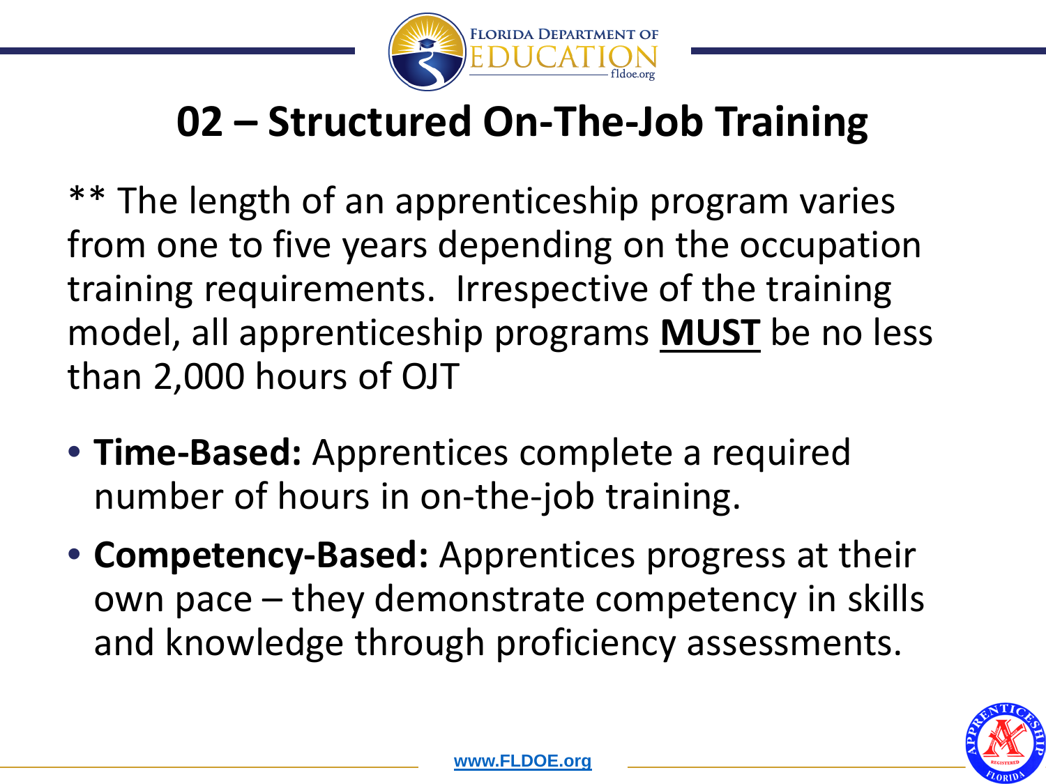# 02 – Structured On-The-Job Training

** The length of an apprenticeship program varies from one to five years depending on the occupation training requirements. Irrespective of the training model, all apprenticeship programs **MUST** be no less than 2,000 hours of OJT

- **Time-Based:** Apprentices complete a required number of hours in on-the-job training.
- **Competency-Based:** Apprentices progress at their own pace – they demonstrate competency in skills and knowledge through proficiency assessments.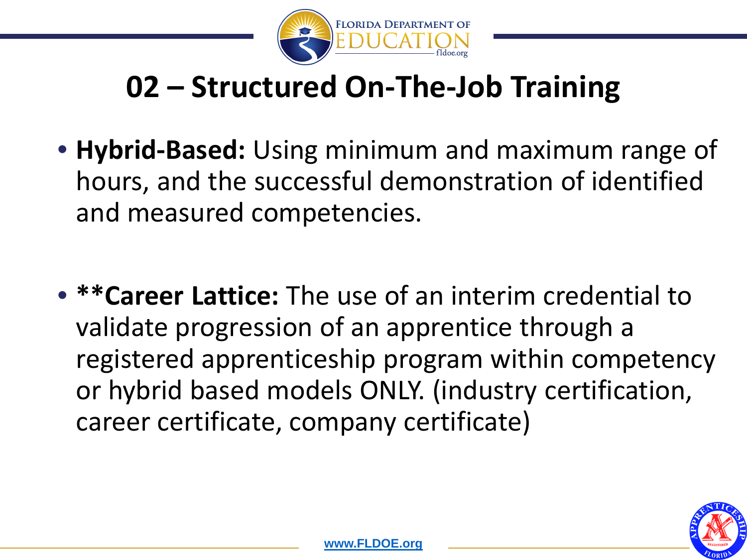# 02 – Structured On-The-Job Training

- **Hybrid-Based:** Using minimum and maximum range of hours, and the successful demonstration of identified and measured competencies.

- ****Career Lattice:** The use of an interim credential to validate progression of an apprentice through a registered apprenticeship program within competency or hybrid based models ONLY. (industry certification, career certificate, company certificate)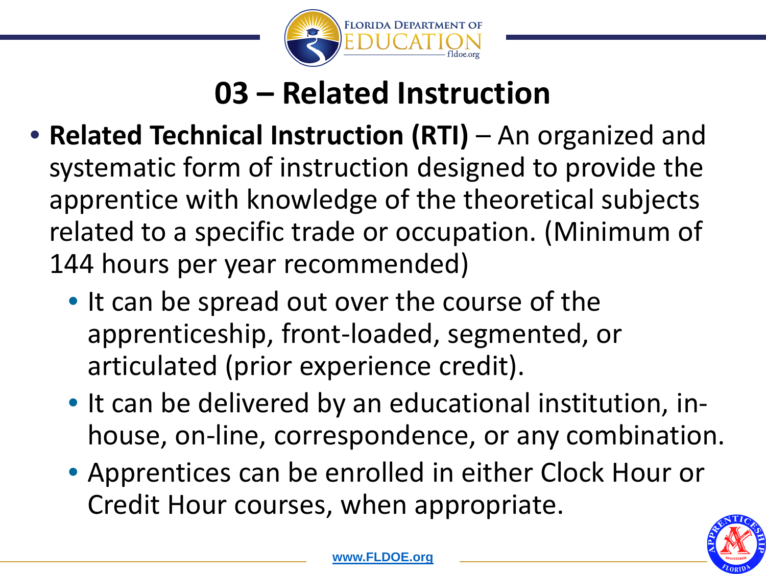# 03 – Related Instruction

- **Related Technical Instruction (RTI)** – An organized and systematic form of instruction designed to provide the apprentice with knowledge of the theoretical subjects related to a specific trade or occupation. (Minimum of 144 hours per year recommended)
  - It can be spread out over the course of the apprenticeship, front-loaded, segmented, or articulated (prior experience credit).
  - It can be delivered by an educational institution, in-house, on-line, correspondence, or any combination.
  - Apprentices can be enrolled in either Clock Hour or Credit Hour courses, when appropriate.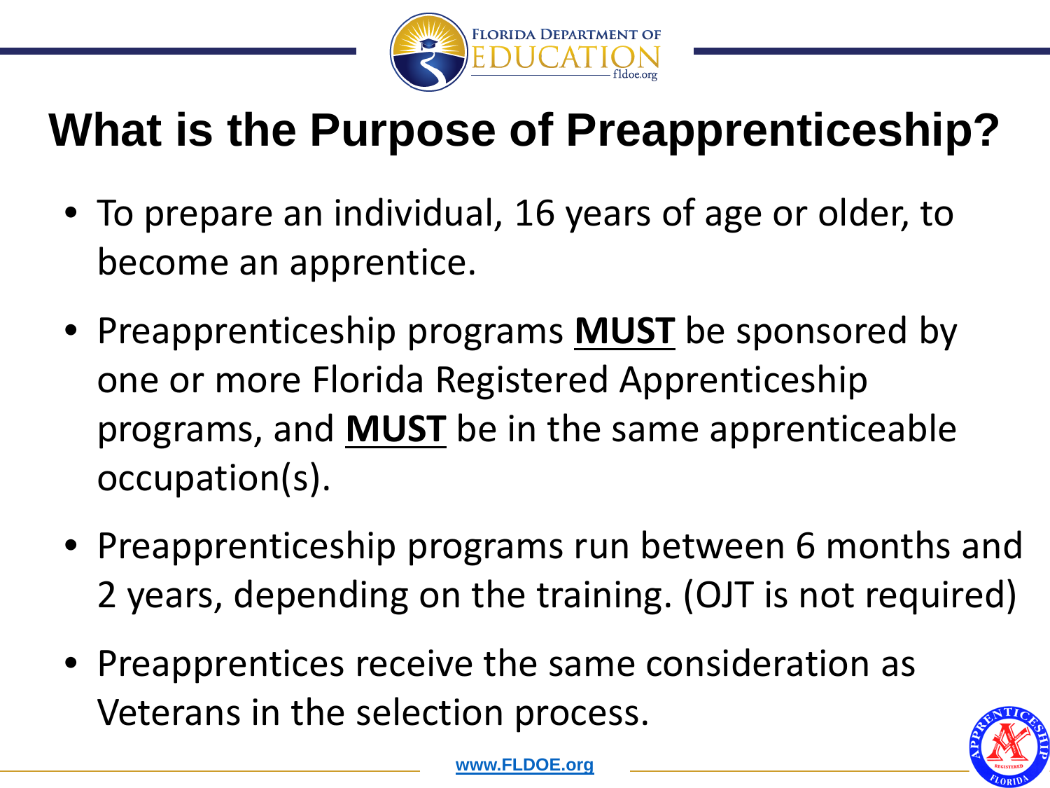# What is the Purpose of Preapprenticeship?

- To prepare an individual, 16 years of age or older, to become an apprentice.
- Preapprenticeship programs **MUST** be sponsored by one or more Florida Registered Apprenticeship programs, and **MUST** be in the same apprenticeable occupation(s).
- Preapprenticeship programs run between 6 months and 2 years, depending on the training. (OJT is not required)
- Preapprentices receive the same consideration as Veterans in the selection process.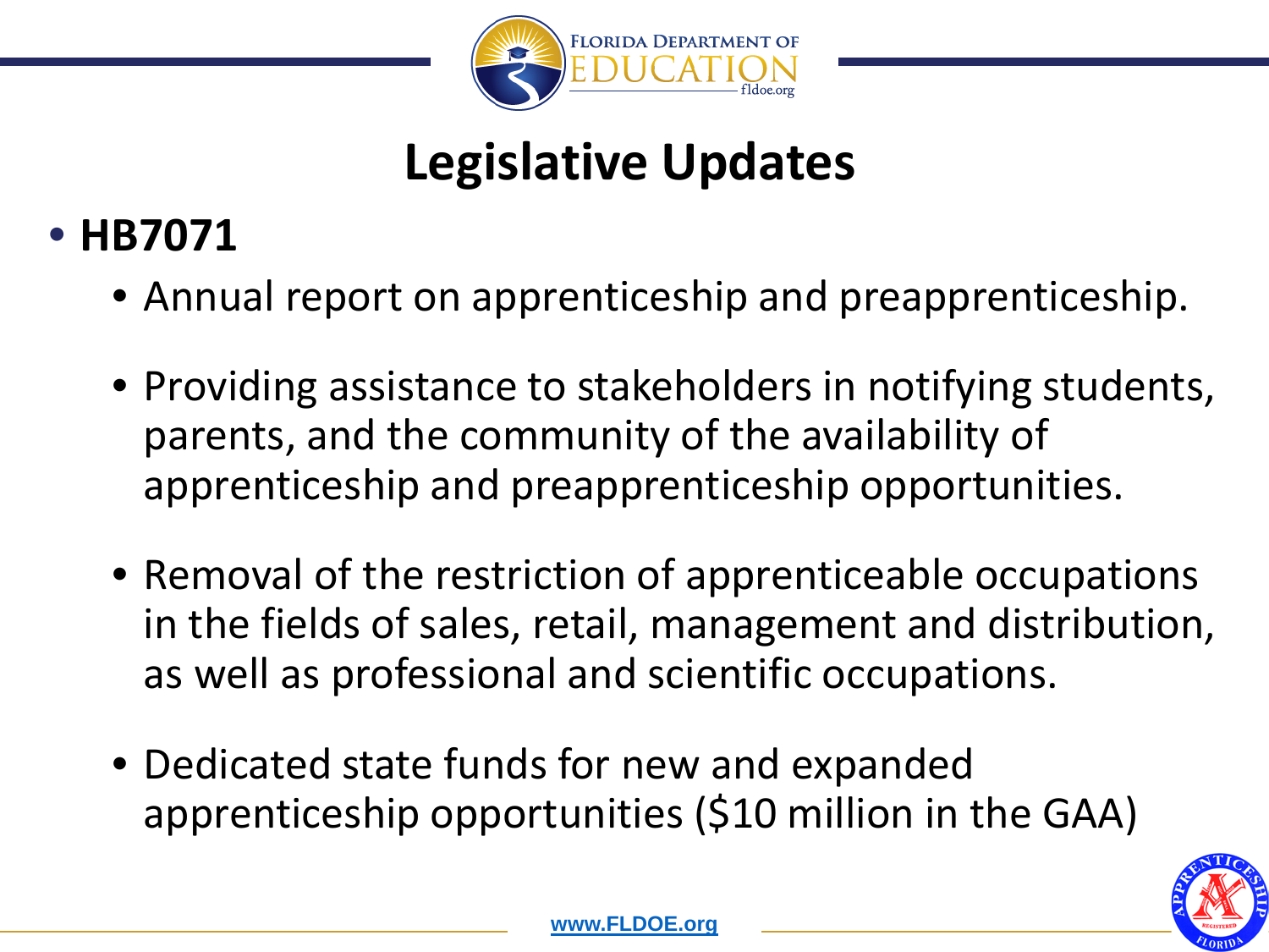# Legislative Updates

- **HB7071**
  - Annual report on apprenticeship and preapprenticeship.
  - Providing assistance to stakeholders in notifying students, parents, and the community of the availability of apprenticeship and preapprenticeship opportunities.
  - Removal of the restriction of apprenticeable occupations in the fields of sales, retail, management and distribution, as well as professional and scientific occupations.
  - Dedicated state funds for new and expanded apprenticeship opportunities ($10 million in the GAA)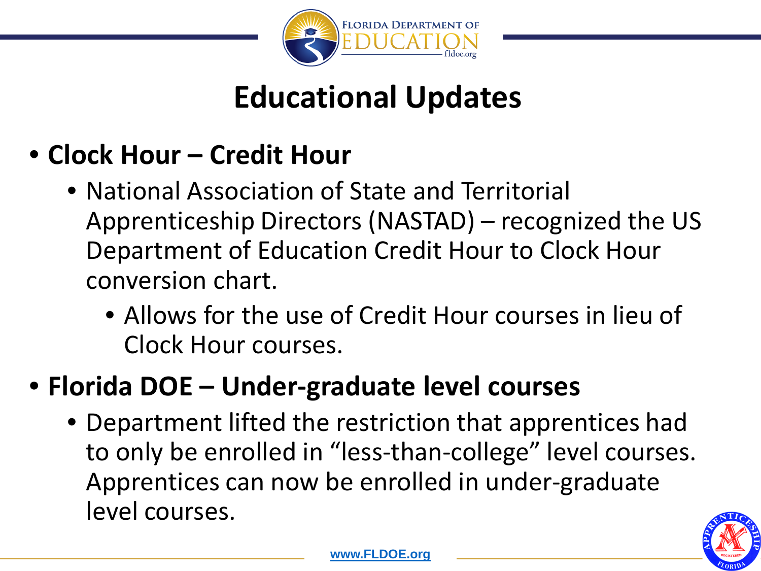# Educational Updates

- **Clock Hour – Credit Hour**
  - National Association of State and Territorial Apprenticeship Directors (NASTAD) – recognized the US Department of Education Credit Hour to Clock Hour conversion chart.
    - Allows for the use of Credit Hour courses in lieu of Clock Hour courses.
- **Florida DOE – Under-graduate level courses**
  - Department lifted the restriction that apprentices had to only be enrolled in "less-than-college" level courses. Apprentices can now be enrolled in under-graduate level courses.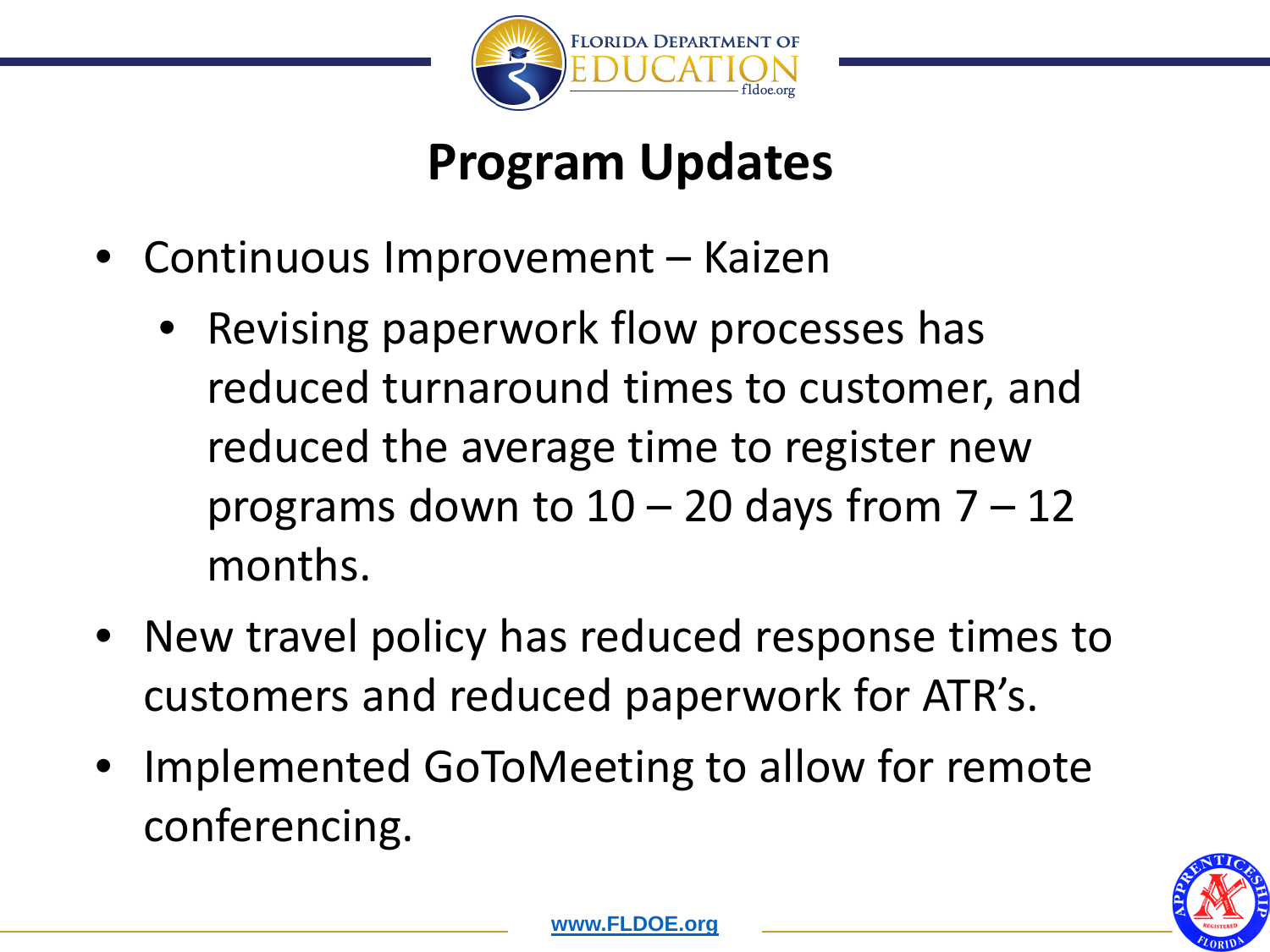# Program Updates

- Continuous Improvement – Kaizen
  - Revising paperwork flow processes has reduced turnaround times to customer, and reduced the average time to register new programs down to 10 – 20 days from 7 – 12 months.
- New travel policy has reduced response times to customers and reduced paperwork for ATR's.
- Implemented GoToMeeting to allow for remote conferencing.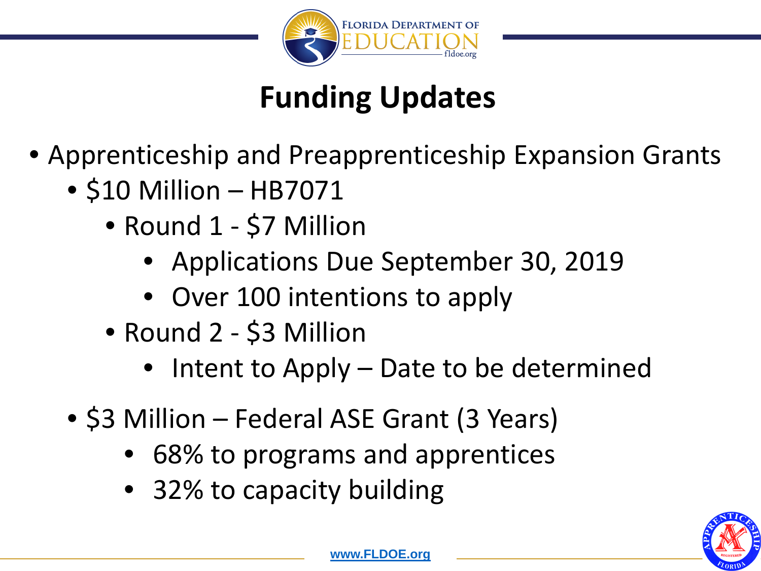# Funding Updates

- Apprenticeship and Preapprenticeship Expansion Grants
  - $10 Million – HB7071
    - Round 1 - $7 Million
      - Applications Due September 30, 2019
      - Over 100 intentions to apply
    - Round 2 - $3 Million
      - Intent to Apply – Date to be determined
  - $3 Million – Federal ASE Grant (3 Years)
    - 68% to programs and apprentices
    - 32% to capacity building